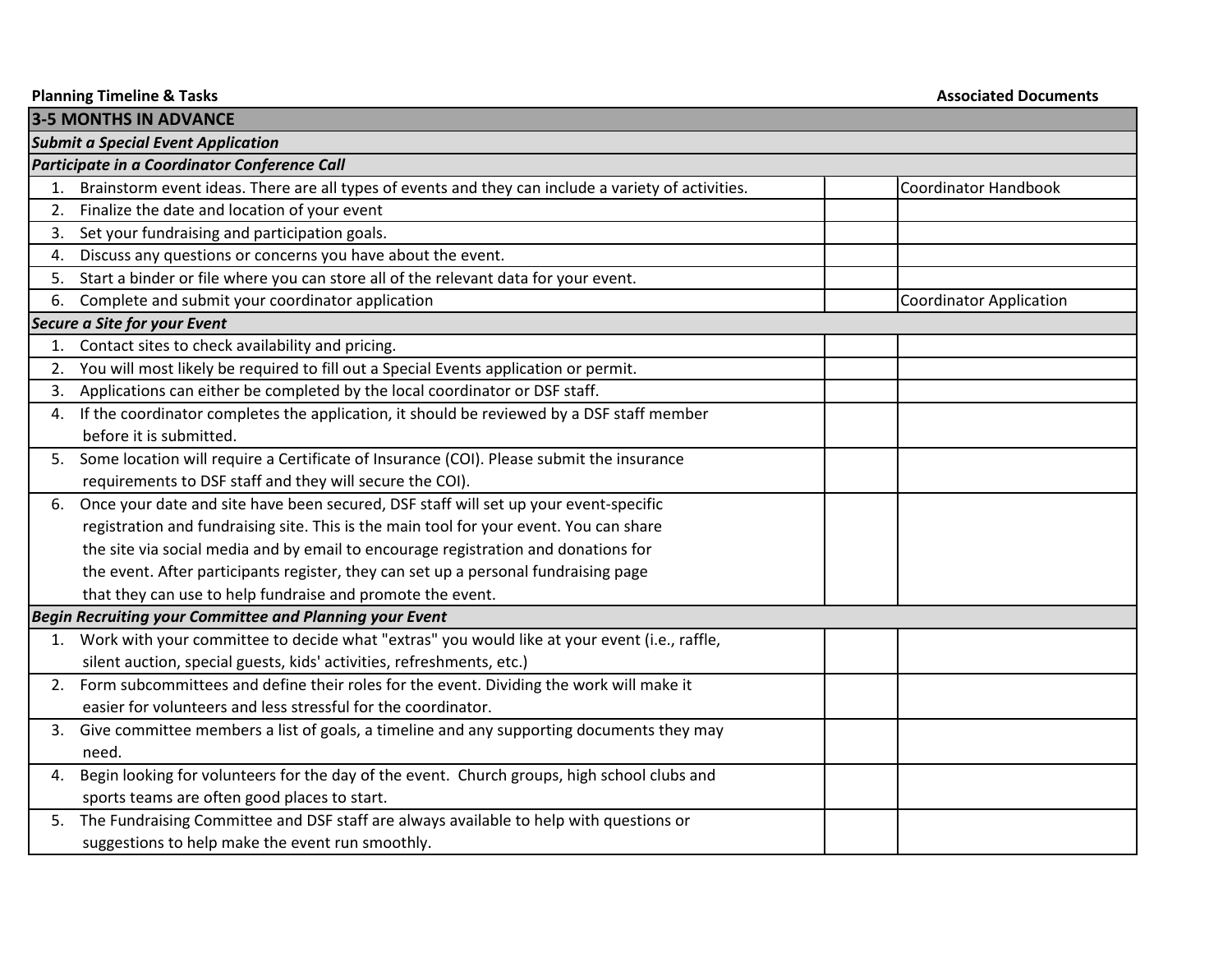| Planning Timeline & Tasks | | Associated Documents |
|---|---|---|
| **3-5 MONTHS IN ADVANCE** | | |
| ***Submit a Special Event Application*** | | |
| ***Participate in a Coordinator Conference Call*** | | |
| 1. Brainstorm event ideas. There are all types of events and they can include a variety of activities. | | Coordinator Handbook |
| 2. Finalize the date and location of your event | | |
| 3. Set your fundraising and participation goals. | | |
| 4. Discuss any questions or concerns you have about the event. | | |
| 5. Start a binder or file where you can store all of the relevant data for your event. | | |
| 6. Complete and submit your coordinator application | | Coordinator Application |
| ***Secure a Site for your Event*** | | |
| 1. Contact sites to check availability and pricing. | | |
| 2. You will most likely be required to fill out a Special Events application or permit. | | |
| 3. Applications can either be completed by the local coordinator or DSF staff. | | |
| 4. If the coordinator completes the application, it should be reviewed by a DSF staff member before it is submitted. | | |
| 5. Some location will require a Certificate of Insurance (COI). Please submit the insurance requirements to DSF staff and they will secure the COI). | | |
| 6. Once your date and site have been secured, DSF staff will set up your event-specific registration and fundraising site. This is the main tool for your event. You can share the site via social media and by email to encourage registration and donations for the event. After participants register, they can set up a personal fundraising page that they can use to help fundraise and promote the event. | | |
| ***Begin Recruiting your Committee and Planning your Event*** | | |
| 1. Work with your committee to decide what "extras" you would like at your event (i.e., raffle, silent auction, special guests, kids' activities, refreshments, etc.) | | |
| 2. Form subcommittees and define their roles for the event. Dividing the work will make it easier for volunteers and less stressful for the coordinator. | | |
| 3. Give committee members a list of goals, a timeline and any supporting documents they may need. | | |
| 4. Begin looking for volunteers for the day of the event. Church groups, high school clubs and sports teams are often good places to start. | | |
| 5. The Fundraising Committee and DSF staff are always available to help with questions or suggestions to help make the event run smoothly. | | |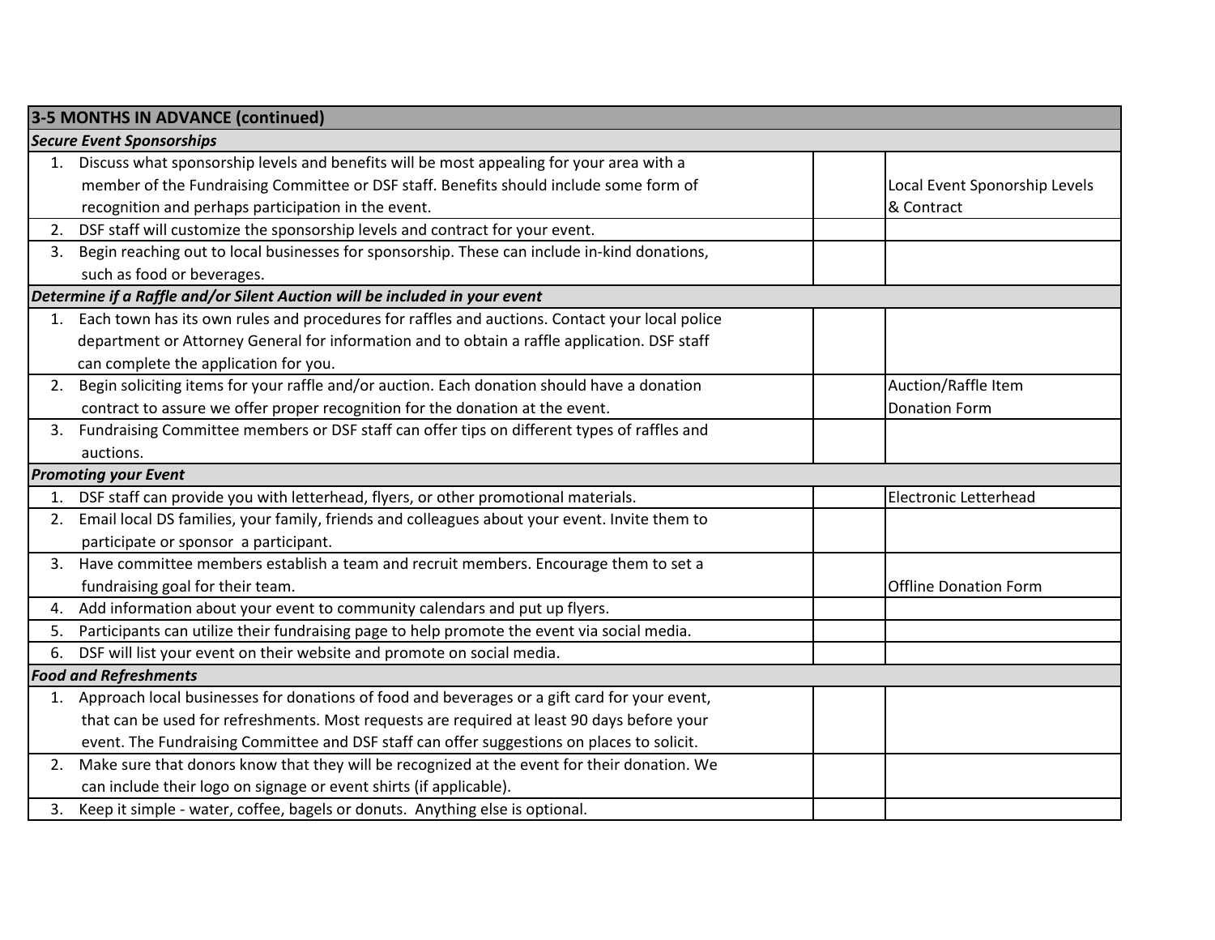| 3-5 MONTHS IN ADVANCE (continued) | | |
|---|---|---|
| ***Secure Event Sponsorships*** | | |
| 1. Discuss what sponsorship levels and benefits will be most appealing for your area with a member of the Fundraising Committee or DSF staff. Benefits should include some form of recognition and perhaps participation in the event. | | Local Event Sponorship Levels & Contract |
| 2. DSF staff will customize the sponsorship levels and contract for your event. | | |
| 3. Begin reaching out to local businesses for sponsorship. These can include in-kind donations, such as food or beverages. | | |
| ***Determine if a Raffle and/or Silent Auction will be included in your event*** | | |
| 1. Each town has its own rules and procedures for raffles and auctions. Contact your local police department or Attorney General for information and to obtain a raffle application. DSF staff can complete the application for you. | | |
| 2. Begin soliciting items for your raffle and/or auction. Each donation should have a donation contract to assure we offer proper recognition for the donation at the event. | | Auction/Raffle Item Donation Form |
| 3. Fundraising Committee members or DSF staff can offer tips on different types of raffles and auctions. | | |
| ***Promoting your Event*** | | |
| 1. DSF staff can provide you with letterhead, flyers, or other promotional materials. | | Electronic Letterhead |
| 2. Email local DS families, your family, friends and colleagues about your event. Invite them to participate or sponsor a participant. | | |
| 3. Have committee members establish a team and recruit members. Encourage them to set a fundraising goal for their team. | | Offline Donation Form |
| 4. Add information about your event to community calendars and put up flyers. | | |
| 5. Participants can utilize their fundraising page to help promote the event via social media. | | |
| 6. DSF will list your event on their website and promote on social media. | | |
| ***Food and Refreshments*** | | |
| 1. Approach local businesses for donations of food and beverages or a gift card for your event, that can be used for refreshments. Most requests are required at least 90 days before your event. The Fundraising Committee and DSF staff can offer suggestions on places to solicit. | | |
| 2. Make sure that donors know that they will be recognized at the event for their donation. We can include their logo on signage or event shirts (if applicable). | | |
| 3. Keep it simple - water, coffee, bagels or donuts. Anything else is optional. | | |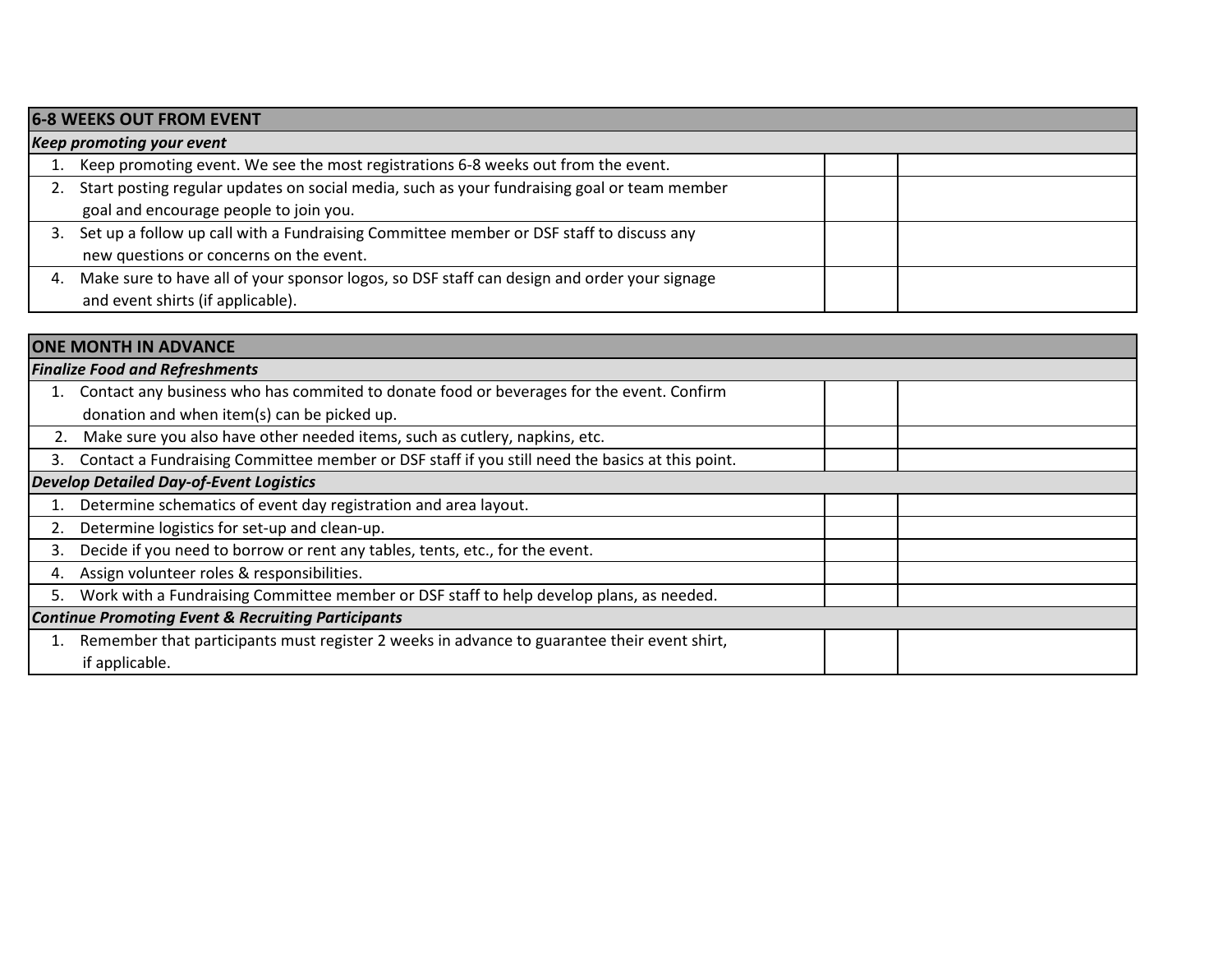| 6-8 WEEKS OUT FROM EVENT | | |
|---|---|---|
| ***Keep promoting your event*** | | |
| 1. Keep promoting event. We see the most registrations 6-8 weeks out from the event. | | |
| 2. Start posting regular updates on social media, such as your fundraising goal or team member goal and encourage people to join you. | | |
| 3. Set up a follow up call with a Fundraising Committee member or DSF staff to discuss any new questions or concerns on the event. | | |
| 4. Make sure to have all of your sponsor logos, so DSF staff can design and order your signage and event shirts (if applicable). | | |

| ONE MONTH IN ADVANCE | | |
|---|---|---|
| ***Finalize Food and Refreshments*** | | |
| 1. Contact any business who has commited to donate food or beverages for the event. Confirm donation and when item(s) can be picked up. | | |
| 2. Make sure you also have other needed items, such as cutlery, napkins, etc. | | |
| 3. Contact a Fundraising Committee member or DSF staff if you still need the basics at this point. | | |
| ***Develop Detailed Day-of-Event Logistics*** | | |
| 1. Determine schematics of event day registration and area layout. | | |
| 2. Determine logistics for set-up and clean-up. | | |
| 3. Decide if you need to borrow or rent any tables, tents, etc., for the event. | | |
| 4. Assign volunteer roles & responsibilities. | | |
| 5. Work with a Fundraising Committee member or DSF staff to help develop plans, as needed. | | |
| ***Continue Promoting Event & Recruiting Participants*** | | |
| 1. Remember that participants must register 2 weeks in advance to guarantee their event shirt, if applicable. | | |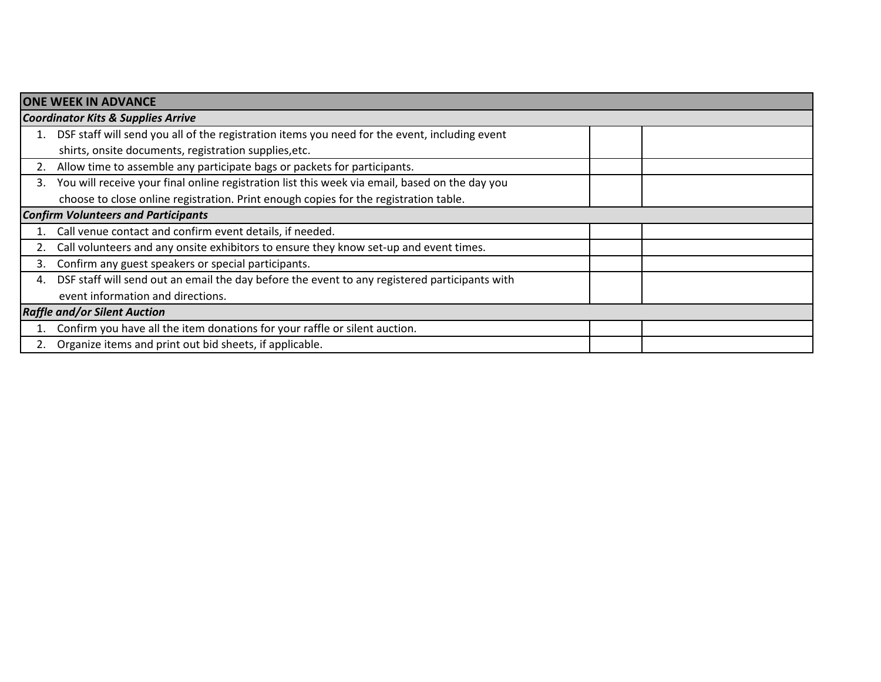| ONE WEEK IN ADVANCE | | |
|---|---|---|
| ***Coordinator Kits & Supplies Arrive*** | | |
| 1. DSF staff will send you all of the registration items you need for the event, including event shirts, onsite documents, registration supplies,etc. | | |
| 2. Allow time to assemble any participate bags or packets for participants. | | |
| 3. You will receive your final online registration list this week via email, based on the day you choose to close online registration. Print enough copies for the registration table. | | |
| ***Confirm Volunteers and Participants*** | | |
| 1. Call venue contact and confirm event details, if needed. | | |
| 2. Call volunteers and any onsite exhibitors to ensure they know set-up and event times. | | |
| 3. Confirm any guest speakers or special participants. | | |
| 4. DSF staff will send out an email the day before the event to any registered participants with event information and directions. | | |
| ***Raffle and/or Silent Auction*** | | |
| 1. Confirm you have all the item donations for your raffle or silent auction. | | |
| 2. Organize items and print out bid sheets, if applicable. | | |